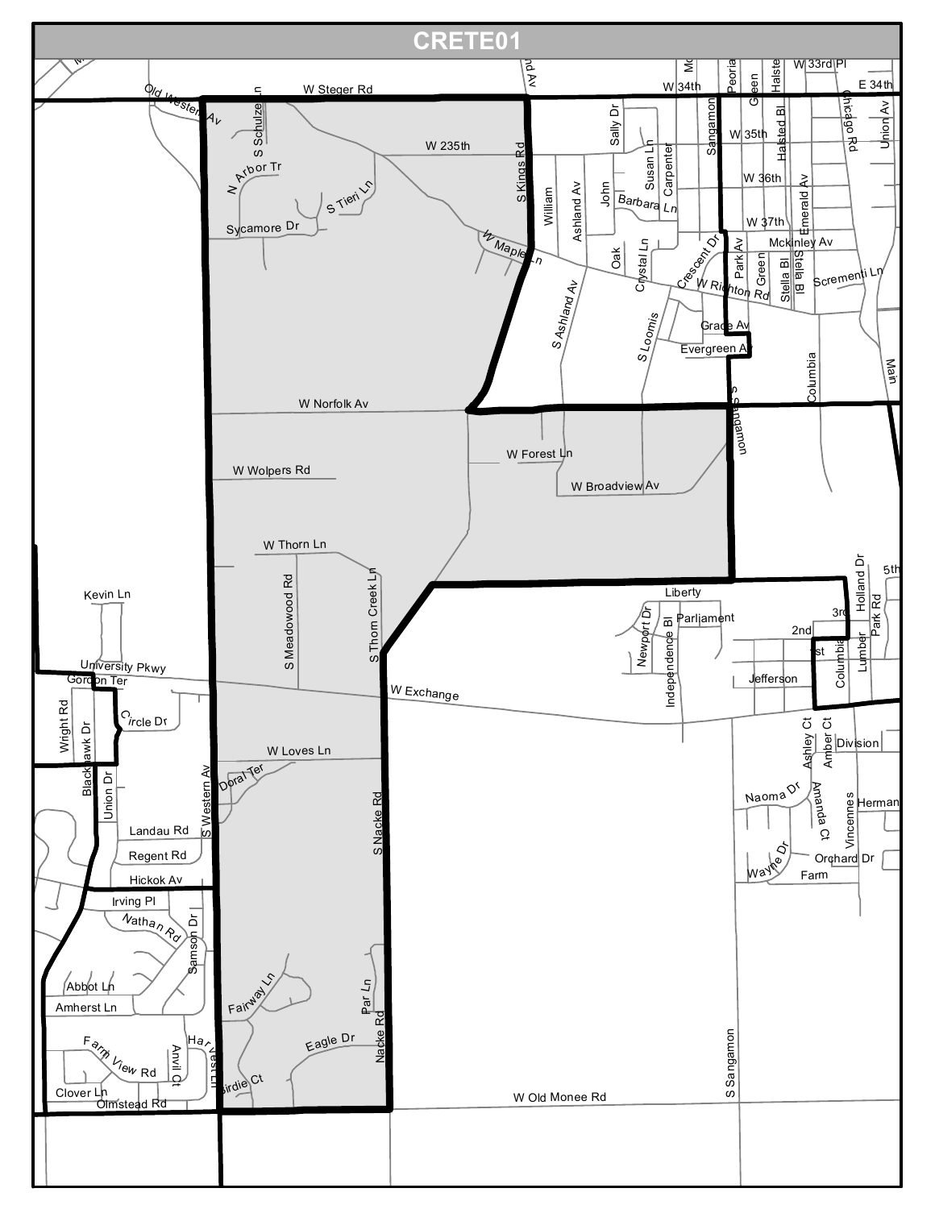# CRETE01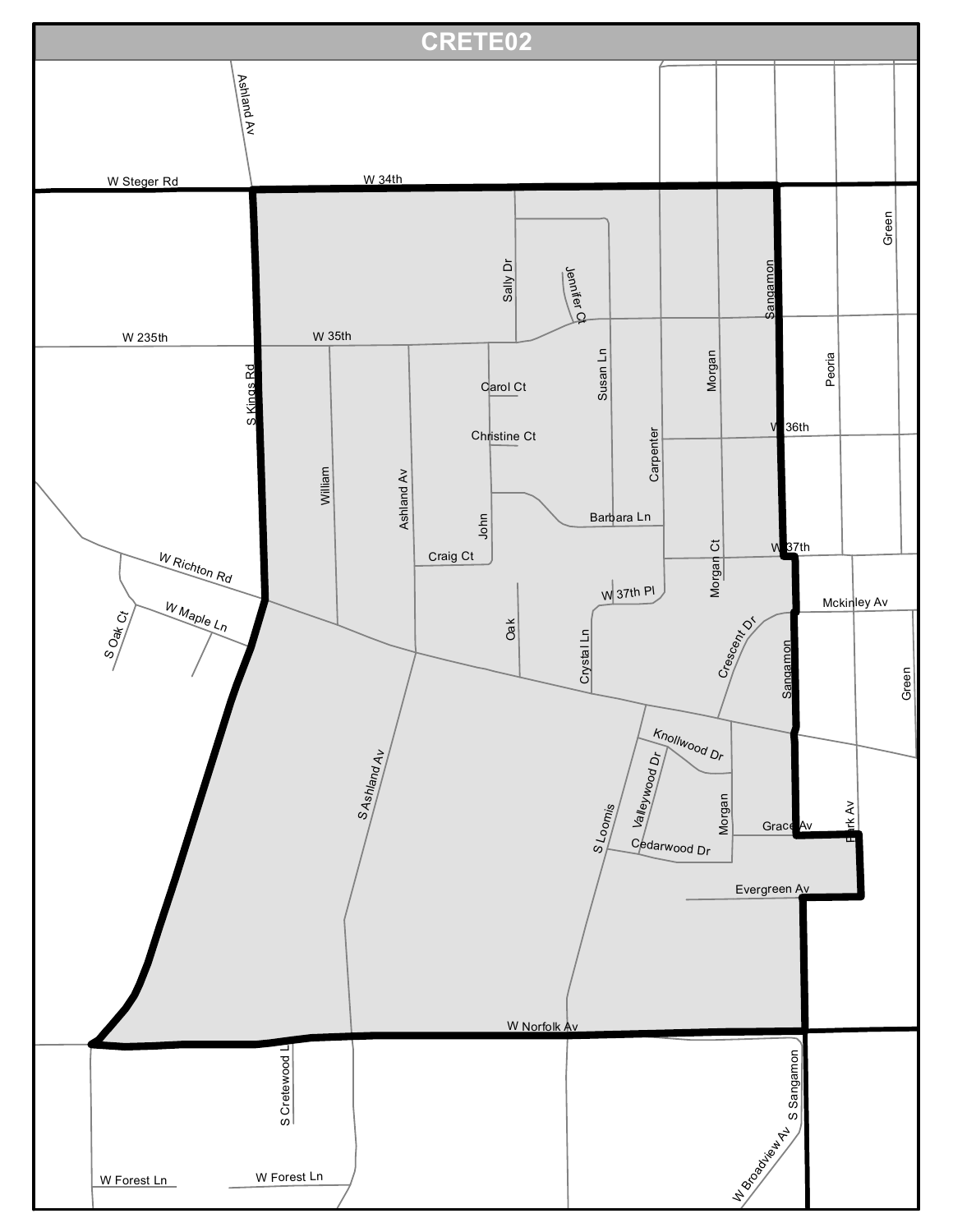# CRETE02

Ashland Av
W Steger Rd
W 34th
Green
Sally Dr
Jennifer Ct
Sangamon
W 235th
W 35th
Susan Ln
Morgan
Peoria
S Kings Rd
Carol Ct
Christine Ct
Carpenter
W 36th
William
Ashland Av
John
Barbara Ln
Craig Ct
Morgan Ct
W 37th
W Richton Rd
W 37th Pl
Mckinley Av
W Maple Ln
S Oak Ct
Oak
Crystal Ln
Crescent Dr
Sangamon
Green
S Ashland Av
Knollwood Dr
Valleywood Dr
Morgan
S Loomis
Grace Av
Park Av
Cedarwood Dr
Evergreen Av
W Norfolk Av
S Cretewood Ln
S Sangamon
W Broadview Av
W Forest Ln
W Forest Ln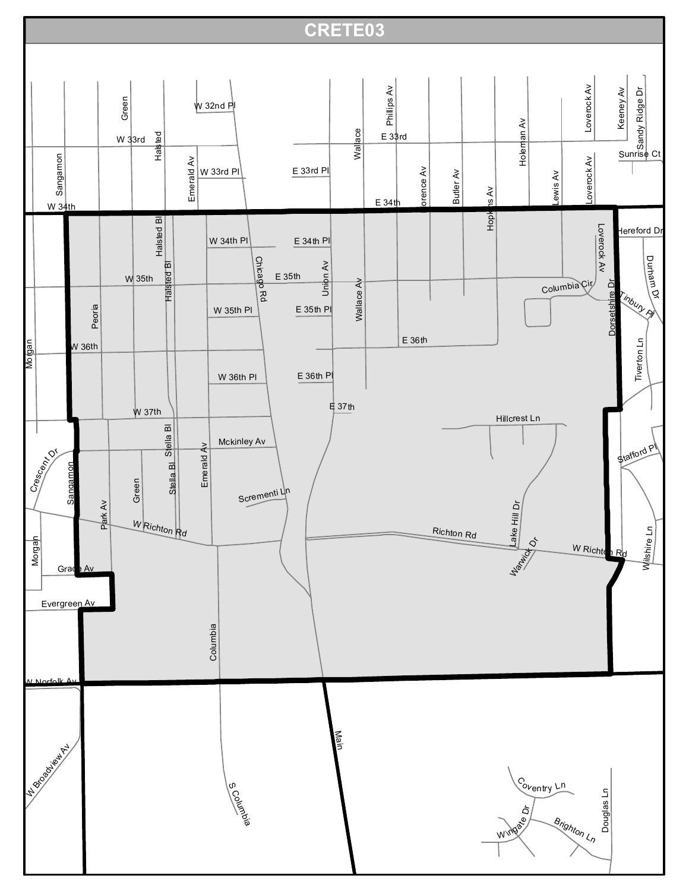# CRETE03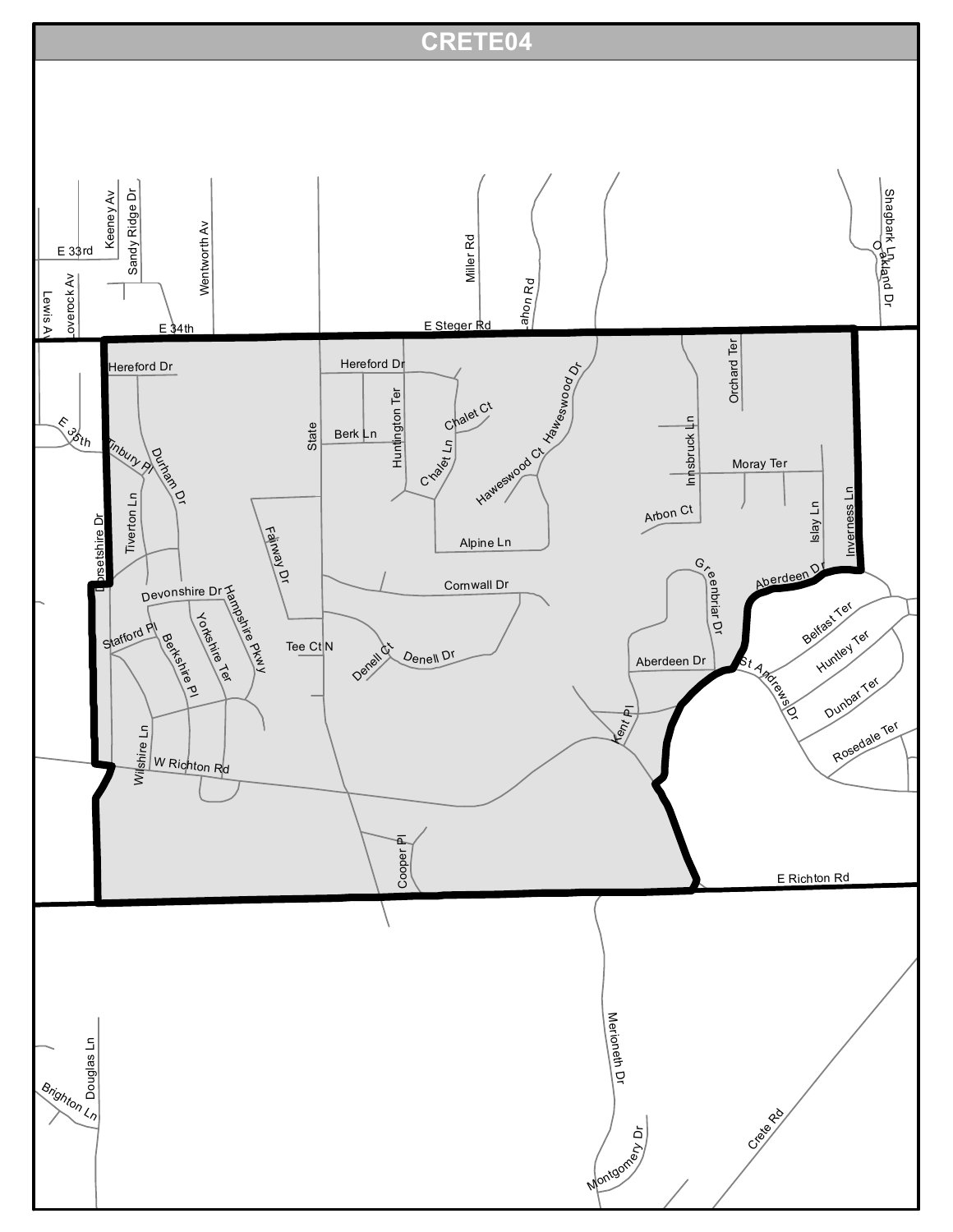# CRETE04

Hereford Dr
Hereford Dr
E Steger Rd
E 34th
E 33rd
E 35th
Keeney Av
Sandy Ridge Dr
Wentworth Av
Lewis Av
Loverock Av
Miller Rd
Lahon Rd
Shagbark Ln
Oakland Dr
Orchard Ter
Tinbury Pl
Durham Dr
Dorsetshire Dr
Tiverton Ln
State
Berk Ln
Huntington Ter
Chalet Ct
C'halet Ln
Haweswood Ct
Haweswood Dr
Innsbruck Ln
Moray Ter
Arbon Ct
Islay Ln
Inverness Ln
Fairway Dr
Alpine Ln
Cornwall Dr
Devonshire Dr
Hampshire Pkwy
Yorkshire Ter
Berkshire Pl
Stafford Pl
Tee Ct N
Denell Ct
Denell Dr
Greenbriar Dr
Aberdeen Dr
Aberdeen Dr
Belfast Ter
Huntley Ter
St Andrews Dr
Dunbar Ter
Rosedale Ter
Kent Pl
Wilshire Ln
W Richton Rd
Cooper Pl
E Richton Rd
Merioneth Dr
Montgomery Dr
Crete Rd
Douglas Ln
Brighton Ln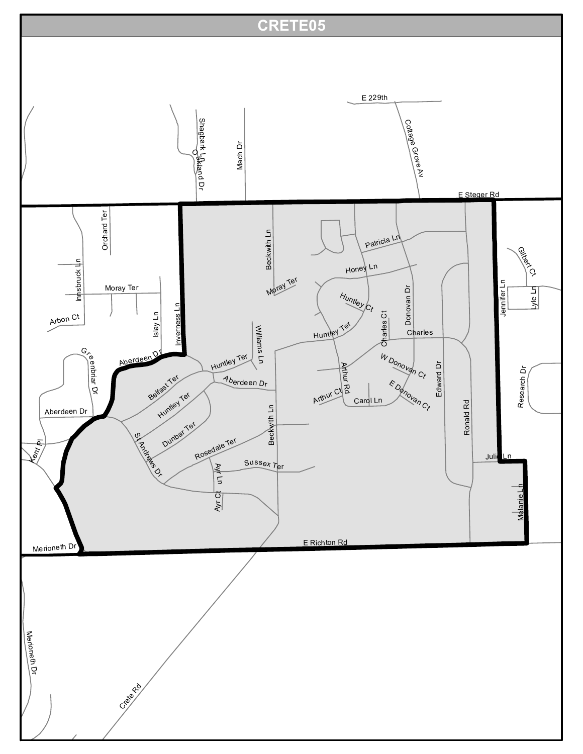# CRETE05

E 229th

Shagbark Ln

Oakland Dr

Mach Dr

Cottage Grove Av

E Steger Rd

Orchard Ter

Beckwith Ln

Patricia Ln

Gilbert Ct

Innsbruck Ln

Moray Ter

Honey Ln

Moray Ter

Jennifer Ln

Lyle Ln

Huntley Ct

Donovan Dr

Arbon Ct

Islay Ln

Inverness Ln

Williams Ln

Charles Ct

Huntley Ter

Charles

Greenbriar Dr

Aberdeen Dr

Huntley Ter

W Donovan Ct

Arthur Rd

Edward Dr

Research Dr

Belfast Ter

Aberdeen Dr

E Donovan Ct

Aberdeen Dr

Huntley Ter

Arthur Ct

Carol Ln

Ronald Rd

Beckwith Ln

Dunbar Ter

Kent Pl

St Andrews Dr

Rosedale Ter

Julie Ln

Sussex Ter

Ayr Ln

Ayr Ct

Melanie Ln

Merioneth Dr

E Richton Rd

Merioneth Dr

Crete Rd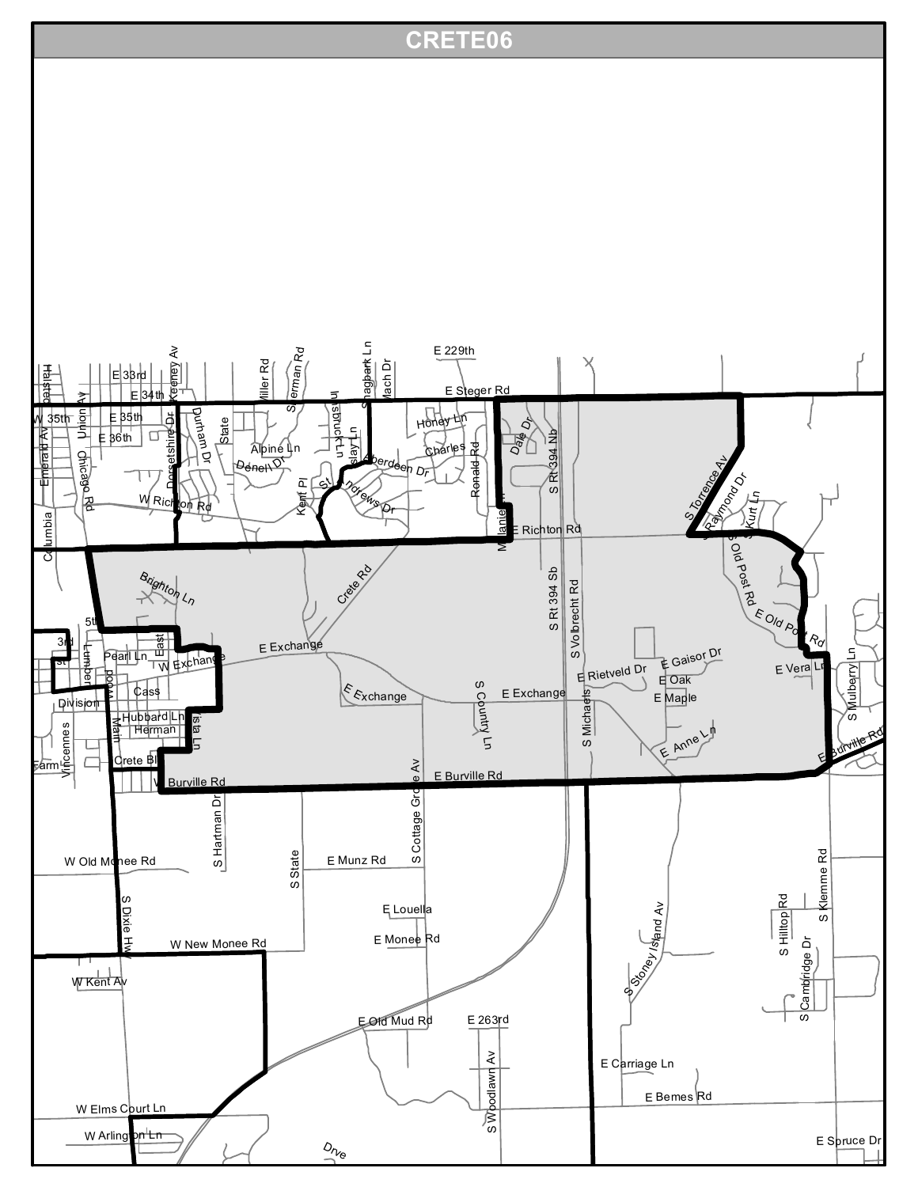# CRETE06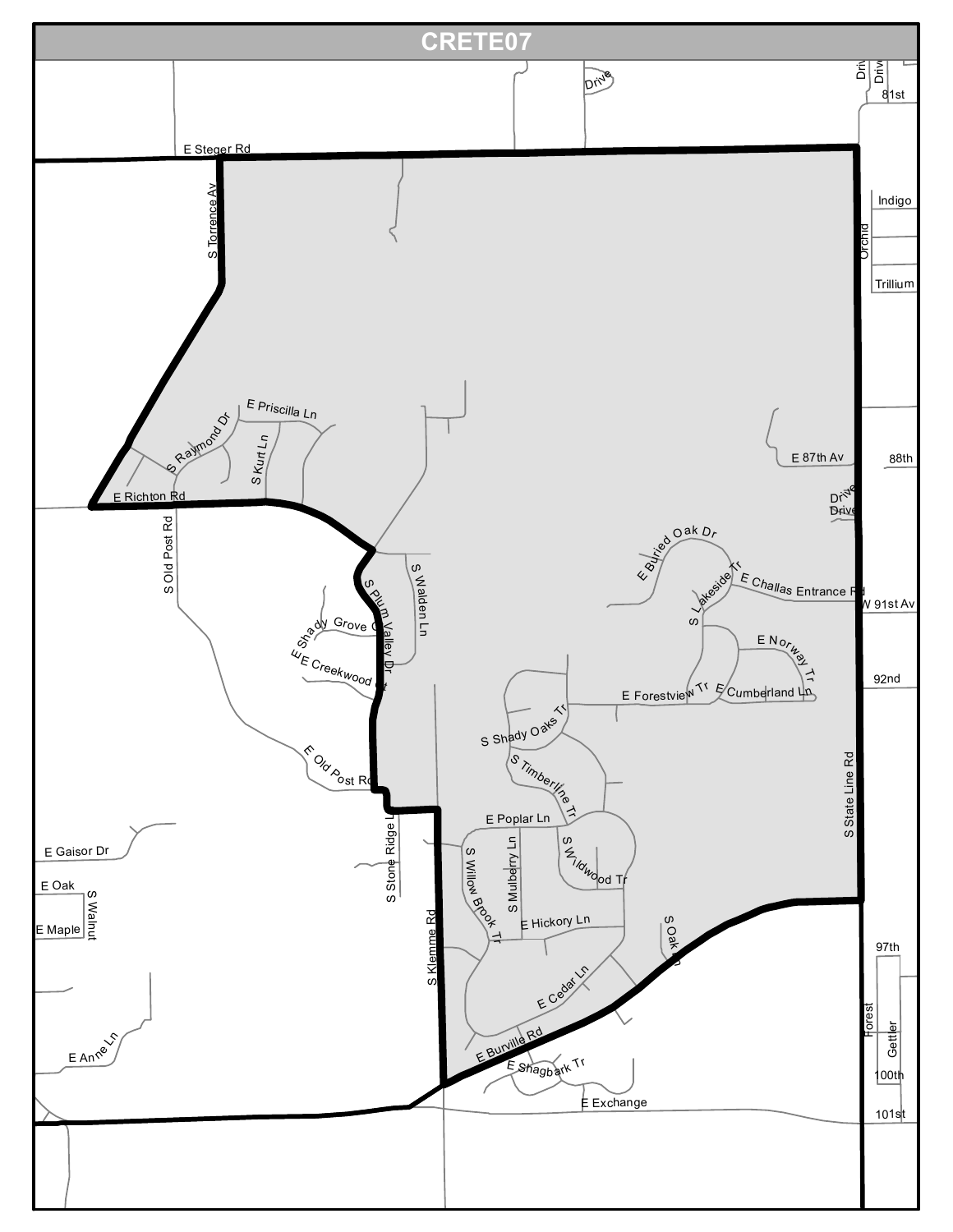# CRETE07

E Steger Rd

S Torrence Av

Drive

Drive

Drive

81st

Indigo

Orchid

Trillium

E Priscilla Ln

S Raymond Dr

S Kurt Ln

E Richton Rd

S Old Post Rd

E 87th Av

88th

Drive

Drive

E Buried Oak Dr

S Lakeside Tr

E Challas Entrance Rd

W 91st Av

S Walden Ln

S Plum Valley Dr

E Shady Grove Ct

E Creekwood Ct

E Norway Tr

92nd

E Forestview Tr

E Cumberland Ln

S Shady Oaks Tr

S Timberline Tr

E Old Post Rd

S State Line Rd

E Poplar Ln

S Stone Ridge Ln

S Willow Brook Tr

S Mulberry Ln

S Wildwood Tr

E Gaisor Dr

E Oak

S Walnut

E Maple

E Hickory Ln

S Oak Ln

S Klemme Rd

97th

E Cedar Ln

E Burville Rd

E Anne Ln

E Shagbark Tr

Forest

Gettler

100th

E Exchange

101st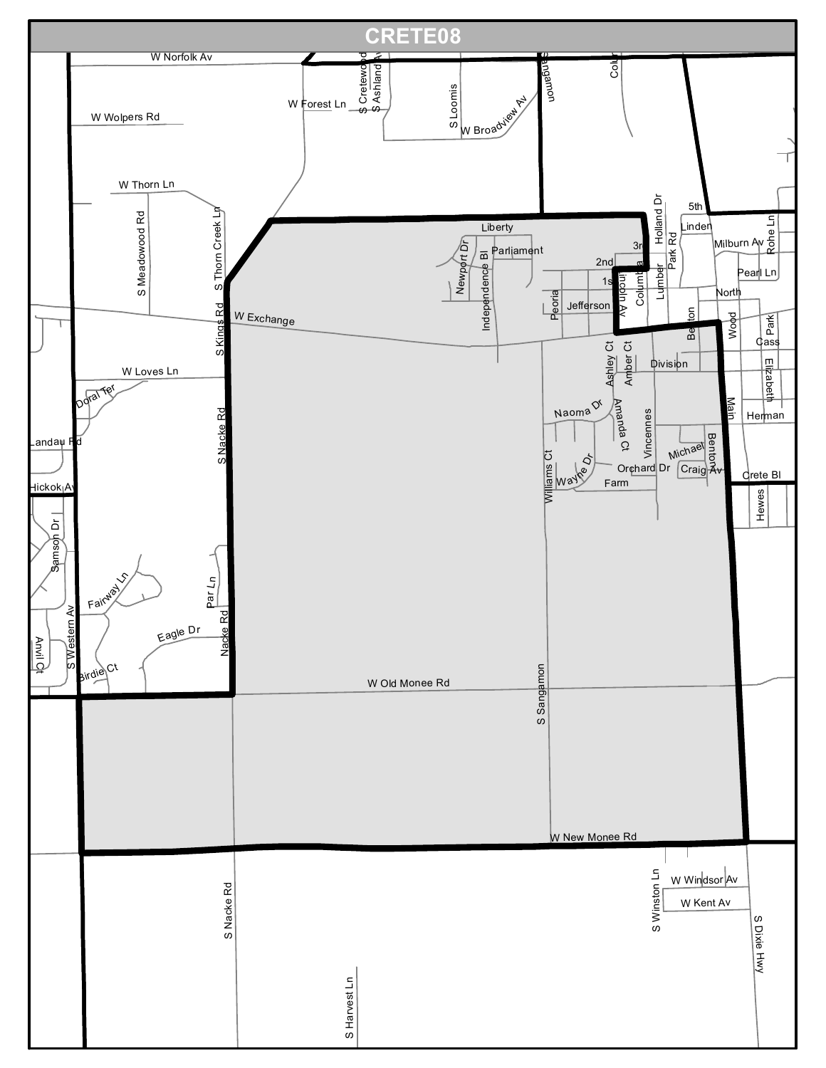# CRETE08

W Norfolk Av

W Forest Ln

S Cretewood

S Ashland Av

S Loomis

W Broadview Av

Sangamon

W Wolpers Rd

W Thorn Ln

S Meadowood Rd

S Thorn Creek Ln

Liberty

Parliament

Newport Dr

Independence Bl

Holland Dr

5th

Linden

Milburn Av

Rohe Ln

3rd

2nd

1st

Park Rd

Lumber

Columbia

Lincoln Av

Pearl Ln

North

Peoria

Jefferson

W Exchange

S Kings Rd

Benton

Wood

Park

Cass

Ashley Ct

Amber Ct

Division

Elizabeth

W Loves Ln

Doral Ter

Landau Rd

S Nacke Rd

Naoma Dr

Amanda Ct

Vincennes

Main

Herman

Michael

Benton

Orchard Dr

Craig Av

Crete Bl

Williams Ct

Wayne Dr

Farm

Hickok Av

Hewes

Samson Dr

Fairway Ln

Par Ln

S Western Av

Eagle Dr

Nacke Rd

Anvil Ct

Birdie Ct

W Old Monee Rd

S Sangamon

W New Monee Rd

S Winston Ln

W Windsor Av

W Kent Av

S Dixie Hwy

S Nacke Rd

S Harvest Ln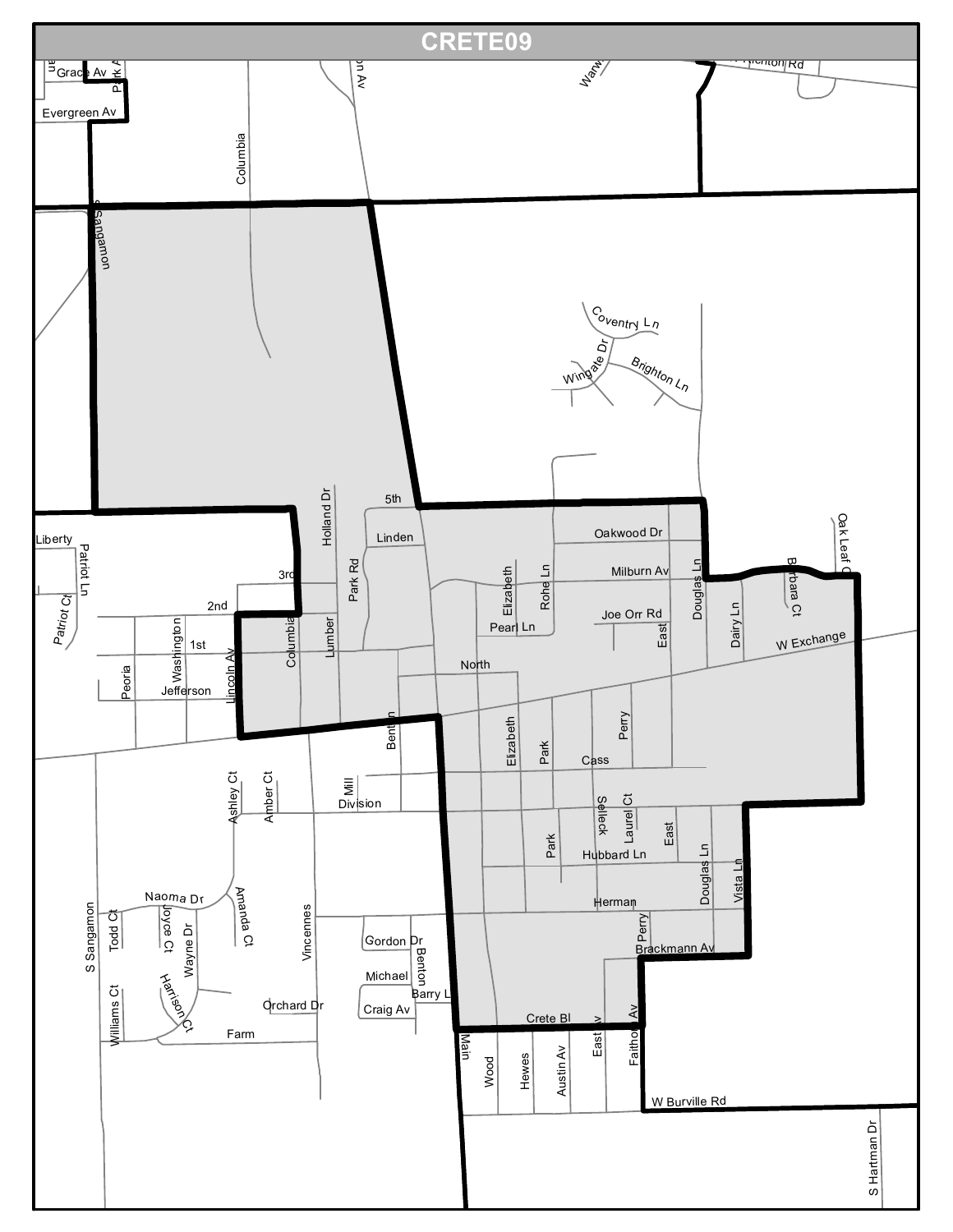# CRETE09

Grace Av
Park Av
Evergreen Av
Columbia
on Av
Warw
Rd
S Sangamon
Coventry Ln
Wingate Dr
Brighton Ln
5th
Holland Dr
Linden
Oakwood Dr
Oak Leaf Ct
Liberty
Patriot Ln
Patriot Ct
3rd
Park Rd
Elizabeth
Rohe Ln
Milburn Av
Douglas Ln
Barbara Ct
2nd
Washington
Lumber
Joe Orr Rd
Pearl Ln
East
Dairy Ln
1st
Columbia
W Exchange
Peoria
Jefferson
Lincoln Av
North
Benton
Elizabeth
Park
Perry
Cass
Ashley Ct
Amber Ct
Mill
Division
Sellleck
Laurel Ct
East
Park
Hubbard Ln
Douglas Ln
Vista Ln
Naoma Dr
Amanda Ct
Herman
Todd Ct
Joyce Ct
Wayne Dr
Vincennes
Perry
S Sangamon
Gordon Dr
Benton
Brackmann Av
Harrison Ct
Michael
Barry Ln
Williams Ct
Orchard Dr
Craig Av
Farm
Crete Bl
Main
Wood
Hewes
Austin Av
East Av
Faithorn Av
W Burville Rd
S Hartman Dr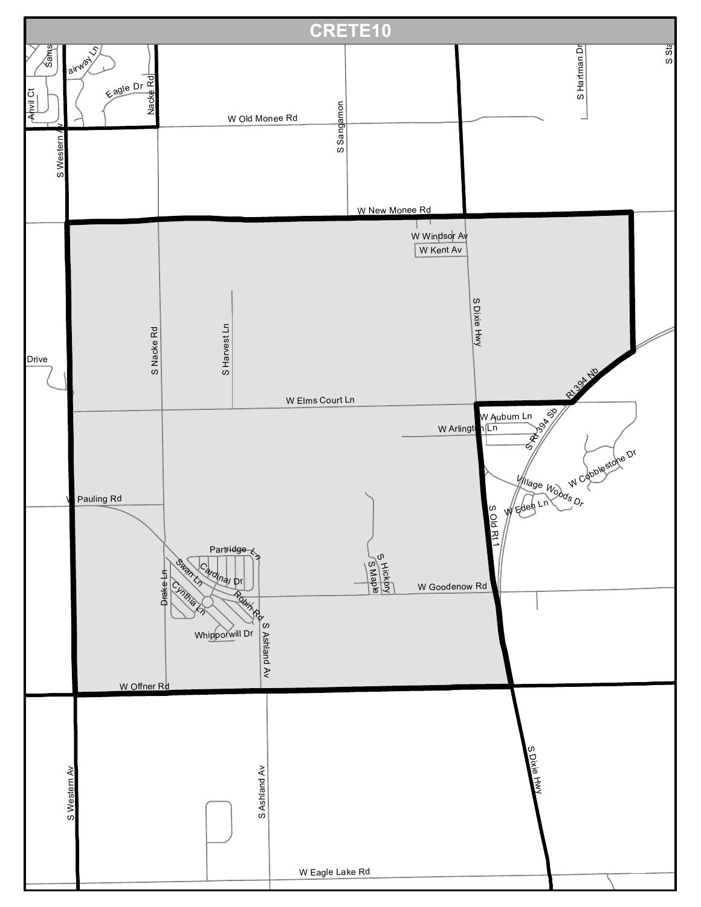# CRETE10

W Old Monee Rd

W New Monee Rd

W Windsor Av

W Kent Av

S Dixie Hwy

S Nacke Rd

S Harvest Ln

W Elms Court Ln

W Auburn Ln

W Arlington Ln

Rt 394 Nb

S Rt 394 Sb

W Cobblestone Dr

Village Woods Dr

W Eden Ln

S Old Rt 1

W Pauling Rd

Partridge Ln

Cardinal Dr

Swan Ln

Cynthia Ln

Drake Ln

Robin Rd

Whipporwill Dr

S Ashland Av

S Hickory

S Maple

W Goodenow Rd

W Offner Rd

S Western Av

S Ashland Av

S Dixie Hwy

W Eagle Lake Rd

Anvil Ct

Fairway Ln

Eagle Dr

Nacke Rd

S Sangamon

S Hartman Dr

Drive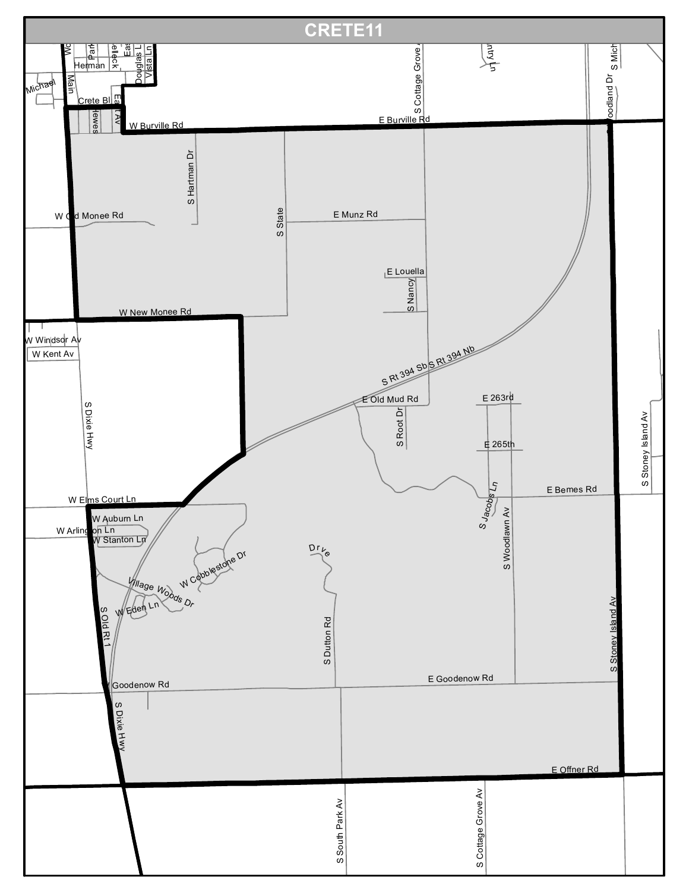# CRETE11

W Burville Rd

E Burville Rd

S Hartman Dr

W Old Monee Rd

S State

E Munz Rd

E Louella

S Nancy

W New Monee Rd

W Windsor Av

W Kent Av

S Dixie Hwy

S Rt 394 Sb

S Rt 394 Nb

E Old Mud Rd

S Root Dr

E 263rd

E 265th

E Bemes Rd

S Jacobs Ln

W Elms Court Ln

W Auburn Ln

W Arlington Ln

W Stanton Ln

W Cobblestone Dr

Drive

Village Woods Dr

W Eden Ln

S Old Rt 1

S Dutton Rd

S Woodlawn Av

S Stoney Island Av

Goodenow Rd

E Goodenow Rd

E Offner Rd

S South Park Av

S Cottage Grove Av

Herman

Main

Michael

Crete Bl

East Av

Hewes

Douglas L

Vista Ln

Woodland Dr

S Mich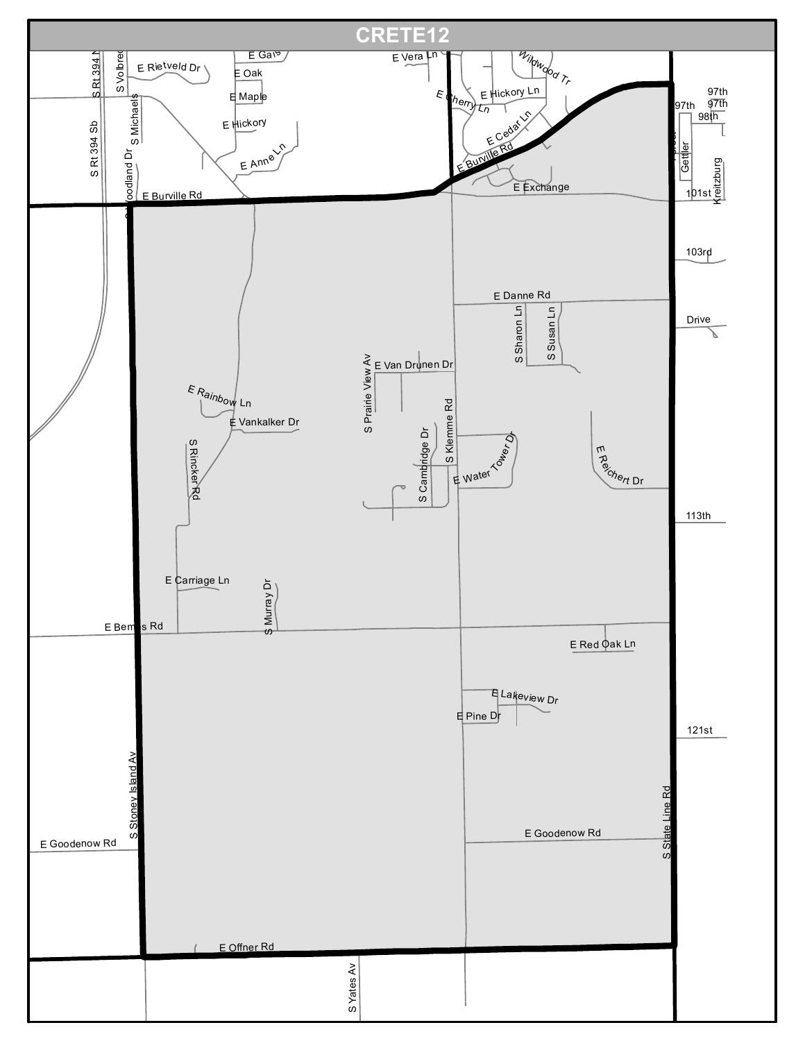# CRETE12

E Gais
E Vera Ln
Wildwood Tr
E Rietveld Dr
E Oak
E Maple
E Hickory
E Anne Ln
E Hickory Ln
E Cherry Ln
E Cedar Ln
E Burville Rd
E Exchange
E Burville Rd
S Rt 394 N
S Rt 394 Sb
S Volbrecht
S Michaels
S Woodland Dr
97th
97th
97th
98th
Gettler
Kreitzburg
101st
103rd
Drive
E Danne Rd
S Sharon Ln
S Susan Ln
E Van Drunen Dr
S Prairie View Av
E Rainbow Ln
E Vankalker Dr
S Rincker Rd
S Cambridge Dr
S Klemme Rd
E Water Tower Dr
E Reichert Dr
113th
E Carriage Ln
S Murray Dr
E Bemis Rd
E Red Oak Ln
E Lakeview Dr
E Pine Dr
121st
S Stoney Island Av
E Goodenow Rd
E Goodenow Rd
S State Line Rd
E Offner Rd
S Yates Av